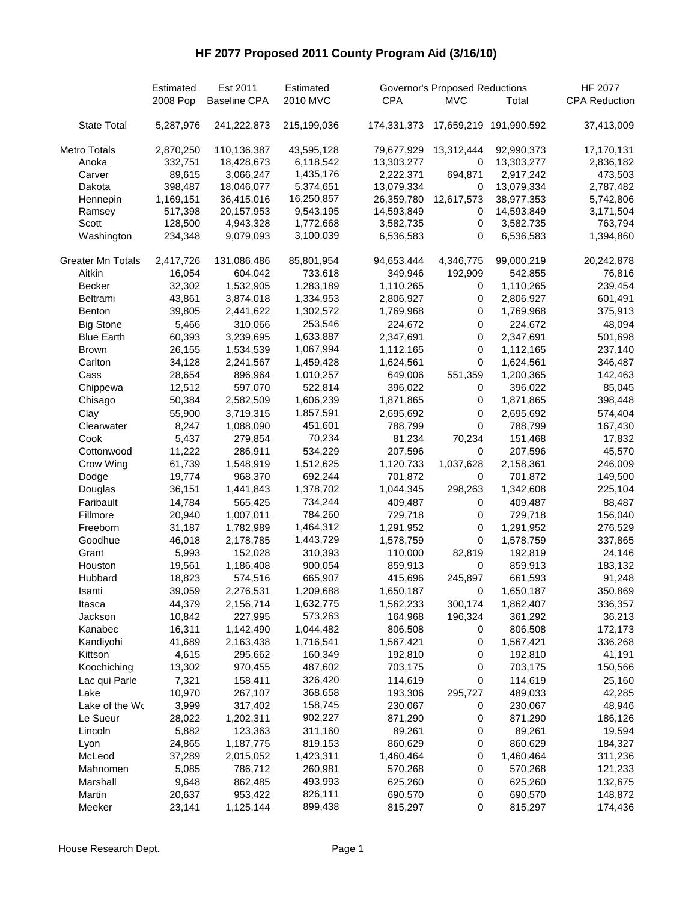# HF 2077 Proposed 2011 County Program Aid (3/16/10)

| | Estimated | Est 2011 | Estimated | Governor's Proposed Reductions | | | HF 2077 |
|---|---|---|---|---|---|---|---|
| | 2008 Pop | Baseline CPA | 2010 MVC | CPA | MVC | Total | CPA Reduction |
| State Total | 5,287,976 | 241,222,873 | 215,199,036 | 174,331,373 | 17,659,219 | 191,990,592 | 37,413,009 |
| Metro Totals | 2,870,250 | 110,136,387 | 43,595,128 | 79,677,929 | 13,312,444 | 92,990,373 | 17,170,131 |
| Anoka | 332,751 | 18,428,673 | 6,118,542 | 13,303,277 | 0 | 13,303,277 | 2,836,182 |
| Carver | 89,615 | 3,066,247 | 1,435,176 | 2,222,371 | 694,871 | 2,917,242 | 473,503 |
| Dakota | 398,487 | 18,046,077 | 5,374,651 | 13,079,334 | 0 | 13,079,334 | 2,787,482 |
| Hennepin | 1,169,151 | 36,415,016 | 16,250,857 | 26,359,780 | 12,617,573 | 38,977,353 | 5,742,806 |
| Ramsey | 517,398 | 20,157,953 | 9,543,195 | 14,593,849 | 0 | 14,593,849 | 3,171,504 |
| Scott | 128,500 | 4,943,328 | 1,772,668 | 3,582,735 | 0 | 3,582,735 | 763,794 |
| Washington | 234,348 | 9,079,093 | 3,100,039 | 6,536,583 | 0 | 6,536,583 | 1,394,860 |
| Greater Mn Totals | 2,417,726 | 131,086,486 | 85,801,954 | 94,653,444 | 4,346,775 | 99,000,219 | 20,242,878 |
| Aitkin | 16,054 | 604,042 | 733,618 | 349,946 | 192,909 | 542,855 | 76,816 |
| Becker | 32,302 | 1,532,905 | 1,283,189 | 1,110,265 | 0 | 1,110,265 | 239,454 |
| Beltrami | 43,861 | 3,874,018 | 1,334,953 | 2,806,927 | 0 | 2,806,927 | 601,491 |
| Benton | 39,805 | 2,441,622 | 1,302,572 | 1,769,968 | 0 | 1,769,968 | 375,913 |
| Big Stone | 5,466 | 310,066 | 253,546 | 224,672 | 0 | 224,672 | 48,094 |
| Blue Earth | 60,393 | 3,239,695 | 1,633,887 | 2,347,691 | 0 | 2,347,691 | 501,698 |
| Brown | 26,155 | 1,534,539 | 1,067,994 | 1,112,165 | 0 | 1,112,165 | 237,140 |
| Carlton | 34,128 | 2,241,567 | 1,459,428 | 1,624,561 | 0 | 1,624,561 | 346,487 |
| Cass | 28,654 | 896,964 | 1,010,257 | 649,006 | 551,359 | 1,200,365 | 142,463 |
| Chippewa | 12,512 | 597,070 | 522,814 | 396,022 | 0 | 396,022 | 85,045 |
| Chisago | 50,384 | 2,582,509 | 1,606,239 | 1,871,865 | 0 | 1,871,865 | 398,448 |
| Clay | 55,900 | 3,719,315 | 1,857,591 | 2,695,692 | 0 | 2,695,692 | 574,404 |
| Clearwater | 8,247 | 1,088,090 | 451,601 | 788,799 | 0 | 788,799 | 167,430 |
| Cook | 5,437 | 279,854 | 70,234 | 81,234 | 70,234 | 151,468 | 17,832 |
| Cottonwood | 11,222 | 286,911 | 534,229 | 207,596 | 0 | 207,596 | 45,570 |
| Crow Wing | 61,739 | 1,548,919 | 1,512,625 | 1,120,733 | 1,037,628 | 2,158,361 | 246,009 |
| Dodge | 19,774 | 968,370 | 692,244 | 701,872 | 0 | 701,872 | 149,500 |
| Douglas | 36,151 | 1,441,843 | 1,378,702 | 1,044,345 | 298,263 | 1,342,608 | 225,104 |
| Faribault | 14,784 | 565,425 | 734,244 | 409,487 | 0 | 409,487 | 88,487 |
| Fillmore | 20,940 | 1,007,011 | 784,260 | 729,718 | 0 | 729,718 | 156,040 |
| Freeborn | 31,187 | 1,782,989 | 1,464,312 | 1,291,952 | 0 | 1,291,952 | 276,529 |
| Goodhue | 46,018 | 2,178,785 | 1,443,729 | 1,578,759 | 0 | 1,578,759 | 337,865 |
| Grant | 5,993 | 152,028 | 310,393 | 110,000 | 82,819 | 192,819 | 24,146 |
| Houston | 19,561 | 1,186,408 | 900,054 | 859,913 | 0 | 859,913 | 183,132 |
| Hubbard | 18,823 | 574,516 | 665,907 | 415,696 | 245,897 | 661,593 | 91,248 |
| Isanti | 39,059 | 2,276,531 | 1,209,688 | 1,650,187 | 0 | 1,650,187 | 350,869 |
| Itasca | 44,379 | 2,156,714 | 1,632,775 | 1,562,233 | 300,174 | 1,862,407 | 336,357 |
| Jackson | 10,842 | 227,995 | 573,263 | 164,968 | 196,324 | 361,292 | 36,213 |
| Kanabec | 16,311 | 1,142,490 | 1,044,482 | 806,508 | 0 | 806,508 | 172,173 |
| Kandiyohi | 41,689 | 2,163,438 | 1,716,541 | 1,567,421 | 0 | 1,567,421 | 336,268 |
| Kittson | 4,615 | 295,662 | 160,349 | 192,810 | 0 | 192,810 | 41,191 |
| Koochiching | 13,302 | 970,455 | 487,602 | 703,175 | 0 | 703,175 | 150,566 |
| Lac qui Parle | 7,321 | 158,411 | 326,420 | 114,619 | 0 | 114,619 | 25,160 |
| Lake | 10,970 | 267,107 | 368,658 | 193,306 | 295,727 | 489,033 | 42,285 |
| Lake of the Wc | 3,999 | 317,402 | 158,745 | 230,067 | 0 | 230,067 | 48,946 |
| Le Sueur | 28,022 | 1,202,311 | 902,227 | 871,290 | 0 | 871,290 | 186,126 |
| Lincoln | 5,882 | 123,363 | 311,160 | 89,261 | 0 | 89,261 | 19,594 |
| Lyon | 24,865 | 1,187,775 | 819,153 | 860,629 | 0 | 860,629 | 184,327 |
| McLeod | 37,289 | 2,015,052 | 1,423,311 | 1,460,464 | 0 | 1,460,464 | 311,236 |
| Mahnomen | 5,085 | 786,712 | 260,981 | 570,268 | 0 | 570,268 | 121,233 |
| Marshall | 9,648 | 862,485 | 493,993 | 625,260 | 0 | 625,260 | 132,675 |
| Martin | 20,637 | 953,422 | 826,111 | 690,570 | 0 | 690,570 | 148,872 |
| Meeker | 23,141 | 1,125,144 | 899,438 | 815,297 | 0 | 815,297 | 174,436 |

House Research Dept.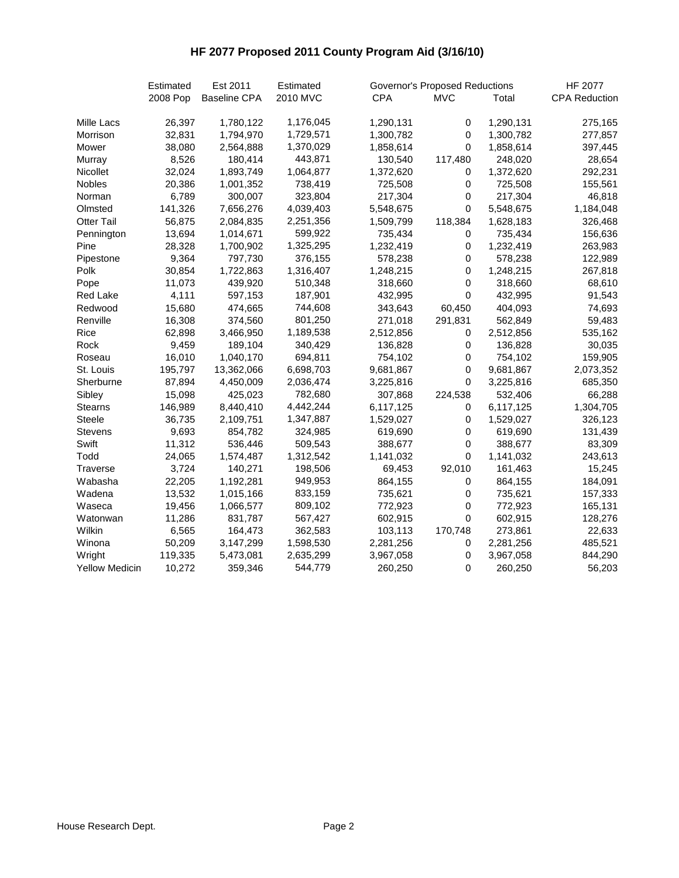# HF 2077 Proposed 2011 County Program Aid (3/16/10)

| | Estimated 2008 Pop | Est 2011 Baseline CPA | Estimated 2010 MVC | Governor's Proposed Reductions CPA | MVC | Total | HF 2077 CPA Reduction |
|---|---|---|---|---|---|---|---|
| Mille Lacs | 26,397 | 1,780,122 | 1,176,045 | 1,290,131 | 0 | 1,290,131 | 275,165 |
| Morrison | 32,831 | 1,794,970 | 1,729,571 | 1,300,782 | 0 | 1,300,782 | 277,857 |
| Mower | 38,080 | 2,564,888 | 1,370,029 | 1,858,614 | 0 | 1,858,614 | 397,445 |
| Murray | 8,526 | 180,414 | 443,871 | 130,540 | 117,480 | 248,020 | 28,654 |
| Nicollet | 32,024 | 1,893,749 | 1,064,877 | 1,372,620 | 0 | 1,372,620 | 292,231 |
| Nobles | 20,386 | 1,001,352 | 738,419 | 725,508 | 0 | 725,508 | 155,561 |
| Norman | 6,789 | 300,007 | 323,804 | 217,304 | 0 | 217,304 | 46,818 |
| Olmsted | 141,326 | 7,656,276 | 4,039,403 | 5,548,675 | 0 | 5,548,675 | 1,184,048 |
| Otter Tail | 56,875 | 2,084,835 | 2,251,356 | 1,509,799 | 118,384 | 1,628,183 | 326,468 |
| Pennington | 13,694 | 1,014,671 | 599,922 | 735,434 | 0 | 735,434 | 156,636 |
| Pine | 28,328 | 1,700,902 | 1,325,295 | 1,232,419 | 0 | 1,232,419 | 263,983 |
| Pipestone | 9,364 | 797,730 | 376,155 | 578,238 | 0 | 578,238 | 122,989 |
| Polk | 30,854 | 1,722,863 | 1,316,407 | 1,248,215 | 0 | 1,248,215 | 267,818 |
| Pope | 11,073 | 439,920 | 510,348 | 318,660 | 0 | 318,660 | 68,610 |
| Red Lake | 4,111 | 597,153 | 187,901 | 432,995 | 0 | 432,995 | 91,543 |
| Redwood | 15,680 | 474,665 | 744,608 | 343,643 | 60,450 | 404,093 | 74,693 |
| Renville | 16,308 | 374,560 | 801,250 | 271,018 | 291,831 | 562,849 | 59,483 |
| Rice | 62,898 | 3,466,950 | 1,189,538 | 2,512,856 | 0 | 2,512,856 | 535,162 |
| Rock | 9,459 | 189,104 | 340,429 | 136,828 | 0 | 136,828 | 30,035 |
| Roseau | 16,010 | 1,040,170 | 694,811 | 754,102 | 0 | 754,102 | 159,905 |
| St. Louis | 195,797 | 13,362,066 | 6,698,703 | 9,681,867 | 0 | 9,681,867 | 2,073,352 |
| Sherburne | 87,894 | 4,450,009 | 2,036,474 | 3,225,816 | 0 | 3,225,816 | 685,350 |
| Sibley | 15,098 | 425,023 | 782,680 | 307,868 | 224,538 | 532,406 | 66,288 |
| Stearns | 146,989 | 8,440,410 | 4,442,244 | 6,117,125 | 0 | 6,117,125 | 1,304,705 |
| Steele | 36,735 | 2,109,751 | 1,347,887 | 1,529,027 | 0 | 1,529,027 | 326,123 |
| Stevens | 9,693 | 854,782 | 324,985 | 619,690 | 0 | 619,690 | 131,439 |
| Swift | 11,312 | 536,446 | 509,543 | 388,677 | 0 | 388,677 | 83,309 |
| Todd | 24,065 | 1,574,487 | 1,312,542 | 1,141,032 | 0 | 1,141,032 | 243,613 |
| Traverse | 3,724 | 140,271 | 198,506 | 69,453 | 92,010 | 161,463 | 15,245 |
| Wabasha | 22,205 | 1,192,281 | 949,953 | 864,155 | 0 | 864,155 | 184,091 |
| Wadena | 13,532 | 1,015,166 | 833,159 | 735,621 | 0 | 735,621 | 157,333 |
| Waseca | 19,456 | 1,066,577 | 809,102 | 772,923 | 0 | 772,923 | 165,131 |
| Watonwan | 11,286 | 831,787 | 567,427 | 602,915 | 0 | 602,915 | 128,276 |
| Wilkin | 6,565 | 164,473 | 362,583 | 103,113 | 170,748 | 273,861 | 22,633 |
| Winona | 50,209 | 3,147,299 | 1,598,530 | 2,281,256 | 0 | 2,281,256 | 485,521 |
| Wright | 119,335 | 5,473,081 | 2,635,299 | 3,967,058 | 0 | 3,967,058 | 844,290 |
| Yellow Medicin | 10,272 | 359,346 | 544,779 | 260,250 | 0 | 260,250 | 56,203 |

House Research Dept.